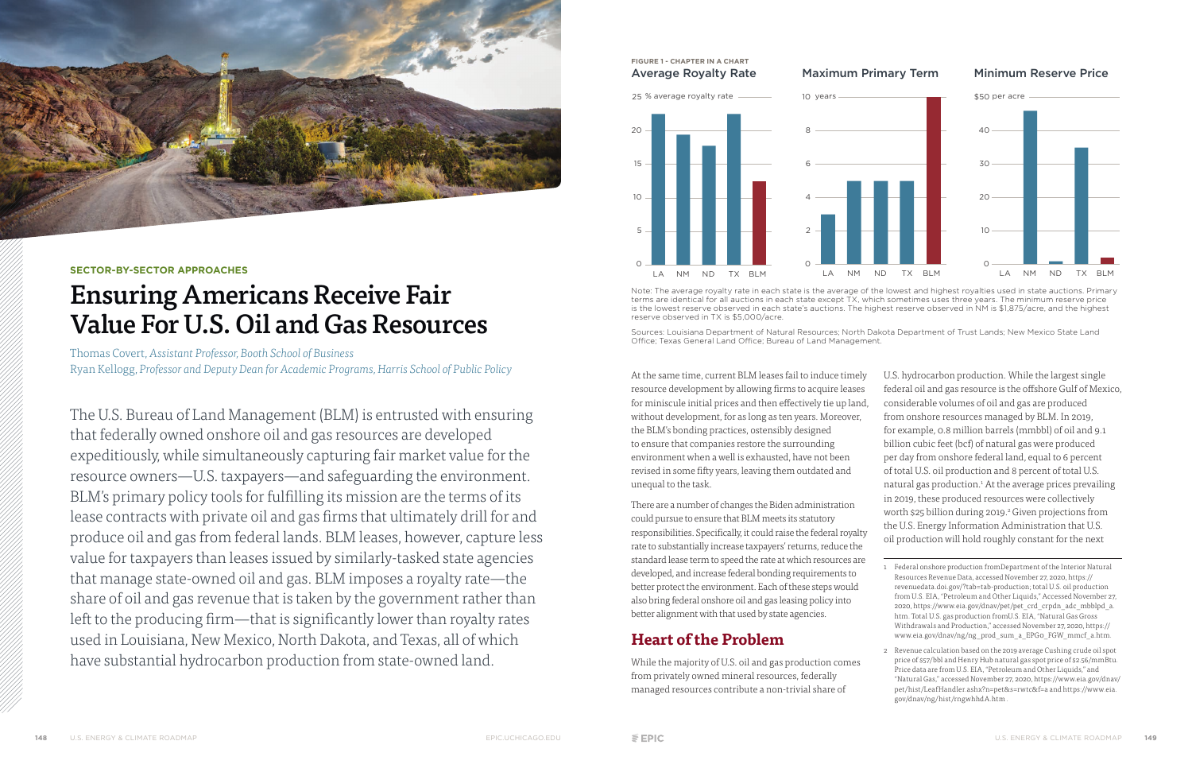SECTOR-BY-SECTOR APPROACHES

# Ensuring Americans Receive Fair Value For U.S. Oil and Gas Resources

Thomas Covert, *Assistant Professor, Booth School of Business*
Ryan Kellogg, *Professor and Deputy Dean for Academic Programs, Harris School of Public Policy*

The U.S. Bureau of Land Management (BLM) is entrusted with ensuring that federally owned onshore oil and gas resources are developed expeditiously, while simultaneously capturing fair market value for the resource owners—U.S. taxpayers—and safeguarding the environment. BLM's primary policy tools for fulfilling its mission are the terms of its lease contracts with private oil and gas firms that ultimately drill for and produce oil and gas from federal lands. BLM leases, however, capture less value for taxpayers than leases issued by similarly-tasked state agencies that manage state-owned oil and gas. BLM imposes a royalty rate—the share of oil and gas revenue that is taken by the government rather than left to the producing firm—that is significantly lower than royalty rates used in Louisiana, New Mexico, North Dakota, and Texas, all of which have substantial hydrocarbon production from state-owned land.

**FIGURE 1 - CHAPTER IN A CHART**

Average Royalty Rate (% average royalty rate) | Maximum Primary Term (years) | Minimum Reserve Price ($ per acre)

LA, NM, ND, TX, BLM

Note: The average royalty rate in each state is the average of the lowest and highest royalties used in state auctions. Primary terms are identical for all auctions in each state except TX, which sometimes uses three years. The minimum reserve price is the lowest reserve observed in each state's auctions. The highest reserve observed in NM is $1,875/acre, and the highest reserve observed in TX is $5,000/acre.

Sources: Louisiana Department of Natural Resources; North Dakota Department of Trust Lands; New Mexico State Land Office; Texas General Land Office; Bureau of Land Management.

At the same time, current BLM leases fail to induce timely resource development by allowing firms to acquire leases for miniscule initial prices and then effectively tie up land, without development, for as long as ten years. Moreover, the BLM's bonding practices, ostensibly designed to ensure that companies restore the surrounding environment when a well is exhausted, have not been revised in some fifty years, leaving them outdated and unequal to the task.

There are a number of changes the Biden administration could pursue to ensure that BLM meets its statutory responsibilities. Specifically, it could raise the federal royalty rate to substantially increase taxpayers' returns, reduce the standard lease term to speed the rate at which resources are developed, and increase federal bonding requirements to better protect the environment. Each of these steps would also bring federal onshore oil and gas leasing policy into better alignment with that used by state agencies.

## Heart of the Problem

While the majority of U.S. oil and gas production comes from privately owned mineral resources, federally managed resources contribute a non-trivial share of U.S. hydrocarbon production. While the largest single federal oil and gas resource is the offshore Gulf of Mexico, considerable volumes of oil and gas are produced from onshore resources managed by BLM. In 2019, for example, 0.8 million barrels (mmbbl) of oil and 9.1 billion cubic feet (bcf) of natural gas were produced per day from onshore federal land, equal to 6 percent of total U.S. oil production and 8 percent of total U.S. natural gas production.[1] At the average prices prevailing in 2019, these produced resources were collectively worth $25 billion during 2019.[2] Given projections from the U.S. Energy Information Administration that U.S. oil production will hold roughly constant for the next

---

1 Federal onshore production fromDepartment of the Interior Natural Resources Revenue Data, accessed November 27, 2020, https://revenuedata.doi.gov/?tab=tab-production; total U.S. oil production from U.S. EIA, "Petroleum and Other Liquids," Accessed November 27, 2020, https://www.eia.gov/dnav/pet/pet_crd_crpdn_adc_mbblpd_a.htm. Total U.S. gas production fromU.S. EIA, "Natural Gas Gross Withdrawals and Production," accessed November 27, 2020, https://www.eia.gov/dnav/ng/ng_prod_sum_a_EPG0_FGW_mmcf_a.htm.

2 Revenue calculation based on the 2019 average Cushing crude oil spot price of $57/bbl and Henry Hub natural gas spot price of $2.56/mmBtu. Price data are from U.S. EIA, "Petroleum and Other Liquids," and "Natural Gas," accessed November 27, 2020, https://www.eia.gov/dnav/pet/hist/LeafHandler.ashx?n=pet&s=rwtc&f=a and https://www.eia.gov/dnav/ng/hist/rngwhhdA.htm.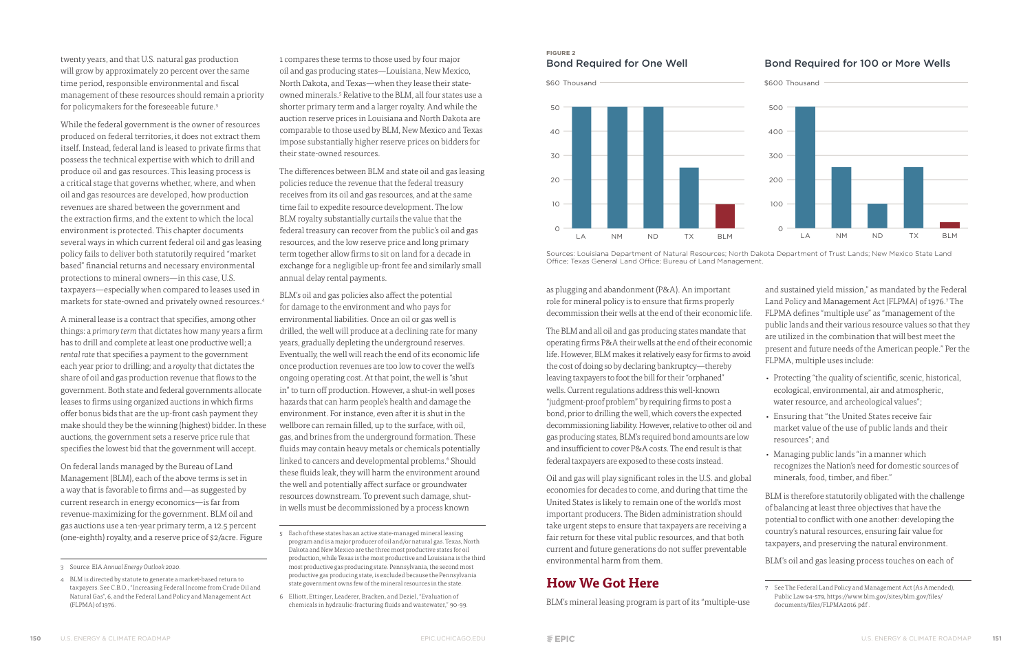twenty years, and that U.S. natural gas production will grow by approximately 20 percent over the same time period, responsible environmental and fiscal management of these resources should remain a priority for policymakers for the foreseeable future.[3]

While the federal government is the owner of resources produced on federal territories, it does not extract them itself. Instead, federal land is leased to private firms that possess the technical expertise with which to drill and produce oil and gas resources. This leasing process is a critical stage that governs whether, where, and when oil and gas resources are developed, how production revenues are shared between the government and the extraction firms, and the extent to which the local environment is protected. This chapter documents several ways in which current federal oil and gas leasing policy fails to deliver both statutorily required "market based" financial returns and necessary environmental protections to mineral owners—in this case, U.S. taxpayers—especially when compared to leases used in markets for state-owned and privately owned resources.[4]

A mineral lease is a contract that specifies, among other things: a *primary term* that dictates how many years a firm has to drill and complete at least one productive well; a *rental rate* that specifies a payment to the government each year prior to drilling; and a *royalty* that dictates the share of oil and gas production revenue that flows to the government. Both state and federal governments allocate leases to firms using organized auctions in which firms offer bonus bids that are the up-front cash payment they make should they be the winning (highest) bidder. In these auctions, the government sets a reserve price rule that specifies the lowest bid that the government will accept.

On federal lands managed by the Bureau of Land Management (BLM), each of the above terms is set in a way that is favorable to firms and—as suggested by current research in energy economics—is far from revenue-maximizing for the government. BLM oil and gas auctions use a ten-year primary term, a 12.5 percent (one-eighth) royalty, and a reserve price of $2/acre. Figure 1 compares these terms to those used by four major oil and gas producing states—Louisiana, New Mexico, North Dakota, and Texas—when they lease their state-owned minerals.[5] Relative to the BLM, all four states use a shorter primary term and a larger royalty. And while the auction reserve prices in Louisiana and North Dakota are comparable to those used by BLM, New Mexico and Texas impose substantially higher reserve prices on bidders for their state-owned resources.

The differences between BLM and state oil and gas leasing policies reduce the revenue that the federal treasury receives from its oil and gas resources, and at the same time fail to expedite resource development. The low BLM royalty substantially curtails the value that the federal treasury can recover from the public's oil and gas resources, and the low reserve price and long primary term together allow firms to sit on land for a decade in exchange for a negligible up-front fee and similarly small annual delay rental payments.

BLM's oil and gas policies also affect the potential for damage to the environment and who pays for environmental liabilities. Once an oil or gas well is drilled, the well will produce at a declining rate for many years, gradually depleting the underground reserves. Eventually, the well will reach the end of its economic life once production revenues are too low to cover the well's ongoing operating cost. At that point, the well is "shut in" to turn off production. However, a shut-in well poses hazards that can harm people's health and damage the environment. For instance, even after it is shut in the wellbore can remain filled, up to the surface, with oil, gas, and brines from the underground formation. These fluids may contain heavy metals or chemicals potentially linked to cancers and developmental problems.[6] Should these fluids leak, they will harm the environment around the well and potentially affect surface or groundwater resources downstream. To prevent such damage, shut-in wells must be decommissioned by a process known as plugging and abandonment (P&A). An important role for mineral policy is to ensure that firms properly decommission their wells at the end of their economic life.

**FIGURE 2**

**Bond Required for One Well** ($ Thousand)

| State | Bond |
|---|---|
| LA | 50 |
| NM | 50 |
| ND | 50 |
| TX | 25 |
| BLM | 10 |

**Bond Required for 100 or More Wells** ($ Thousand)

| State | Bond |
|---|---|
| LA | 500 |
| NM | 250 |
| ND | 100 |
| TX | 250 |
| BLM | 25 |

Sources: Louisiana Department of Natural Resources; North Dakota Department of Trust Lands; New Mexico State Land Office; Texas General Land Office; Bureau of Land Management.

The BLM and all oil and gas producing states mandate that operating firms P&A their wells at the end of their economic life. However, BLM makes it relatively easy for firms to avoid the cost of doing so by declaring bankruptcy—thereby leaving taxpayers to foot the bill for their "orphaned" wells. Current regulations address this well-known "judgment-proof problem" by requiring firms to post a bond, prior to drilling the well, which covers the expected decommissioning liability. However, relative to other oil and gas producing states, BLM's required bond amounts are low and insufficient to cover P&A costs. The end result is that federal taxpayers are exposed to these costs instead.

Oil and gas will play significant roles in the U.S. and global economies for decades to come, and during that time the United States is likely to remain one of the world's most important producers. The Biden administration should take urgent steps to ensure that taxpayers are receiving a fair return for these vital public resources, and that both current and future generations do not suffer preventable environmental harm from them.

## How We Got Here

BLM's mineral leasing program is part of its "multiple-use and sustained yield mission," as mandated by the Federal Land Policy and Management Act (FLPMA) of 1976.[7] The FLPMA defines "multiple use" as "management of the public lands and their various resource values so that they are utilized in the combination that will best meet the present and future needs of the American people." Per the FLPMA, multiple uses include:

- Protecting "the quality of scientific, scenic, historical, ecological, environmental, air and atmospheric, water resource, and archeological values";
- Ensuring that "the United States receive fair market value of the use of public lands and their resources"; and
- Managing public lands "in a manner which recognizes the Nation's need for domestic sources of minerals, food, timber, and fiber."

BLM is therefore statutorily obligated with the challenge of balancing at least three objectives that have the potential to conflict with one another: developing the country's natural resources, ensuring fair value for taxpayers, and preserving the natural environment.

BLM's oil and gas leasing process touches on each of

---

3 Source: EIA *Annual Energy Outlook 2020*.

4 BLM is directed by statute to generate a market-based return to taxpayers. See C.B.O., "Increasing Federal Income from Crude Oil and Natural Gas", 6, and the Federal Land Policy and Management Act (FLPMA) of 1976.

5 Each of these states has an active state-managed mineral leasing program and is a major producer of oil and/or natural gas. Texas, North Dakota and New Mexico are the three most productive states for oil production, while Texas is the most productive and Louisiana is the third most productive gas producing state. Pennsylvania, the second most productive gas producing state, is excluded because the Pennsylvania state government owns few of the mineral resources in the state.

6 Elliott, Ettinger, Leaderer, Bracken, and Deziel, "Evaluation of chemicals in hydraulic-fracturing fluids and wastewater," 90-99.

7 See The Federal Land Policy and Management Act (As Amended), Public Law 94-579, https://www.blm.gov/sites/blm.gov/files/documents/files/FLPMA2016.pdf.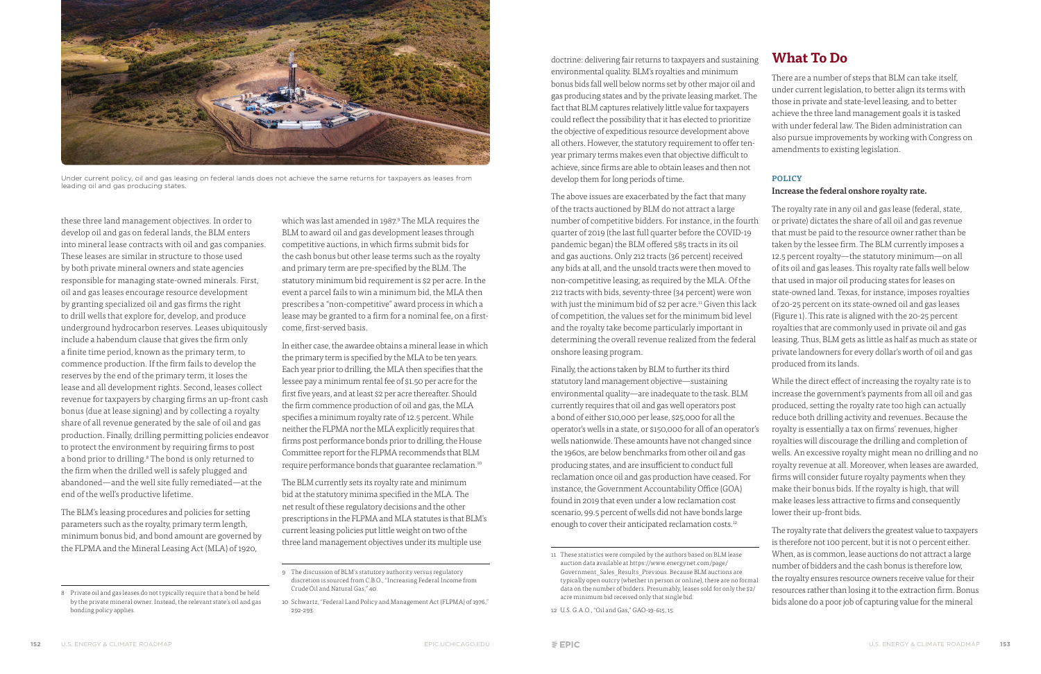Under current policy, oil and gas leasing on federal lands does not achieve the same returns for taxpayers as leases from leading oil and gas producing states.

these three land management objectives. In order to develop oil and gas on federal lands, the BLM enters into mineral lease contracts with oil and gas companies. These leases are similar in structure to those used by both private mineral owners and state agencies responsible for managing state-owned minerals. First, oil and gas leases encourage resource development by granting specialized oil and gas firms the right to drill wells that explore for, develop, and produce underground hydrocarbon reserves. Leases ubiquitously include a habendum clause that gives the firm only a finite time period, known as the primary term, to commence production. If the firm fails to develop the reserves by the end of the primary term, it loses the lease and all development rights. Second, leases collect revenue for taxpayers by charging firms an up-front cash bonus (due at lease signing) and by collecting a royalty share of all revenue generated by the sale of oil and gas production. Finally, drilling permitting policies endeavor to protect the environment by requiring firms to post a bond prior to drilling.[8] The bond is only returned to the firm when the drilled well is safely plugged and abandoned—and the well site fully remediated—at the end of the well's productive lifetime.

The BLM's leasing procedures and policies for setting parameters such as the royalty, primary term length, minimum bonus bid, and bond amount are governed by the FLPMA and the Mineral Leasing Act (MLA) of 1920, which was last amended in 1987.[9] The MLA requires the BLM to award oil and gas development leases through competitive auctions, in which firms submit bids for the cash bonus but other lease terms such as the royalty and primary term are pre-specified by the BLM. The statutory minimum bid requirement is $2 per acre. In the event a parcel fails to win a minimum bid, the MLA then prescribes a "non-competitive" award process in which a lease may be granted to a firm for a nominal fee, on a first-come, first-served basis.

In either case, the awardee obtains a mineral lease in which the primary term is specified by the MLA to be ten years. Each year prior to drilling, the MLA then specifies that the lessee pay a minimum rental fee of $1.50 per acre for the first five years, and at least $2 per acre thereafter. Should the firm commence production of oil and gas, the MLA specifies a minimum royalty rate of 12.5 percent. While neither the FLPMA nor the MLA explicitly requires that firms post performance bonds prior to drilling, the House Committee report for the FLPMA recommends that BLM require performance bonds that guarantee reclamation.[10]

The BLM currently sets its royalty rate and minimum bid at the statutory minima specified in the MLA. The net result of these regulatory decisions and the other prescriptions in the FLPMA and MLA statutes is that BLM's current leasing policies put little weight on two of the three land management objectives under its multiple use doctrine: delivering fair returns to taxpayers and sustaining environmental quality. BLM's royalties and minimum bonus bids fall well below norms set by other major oil and gas producing states and by the private leasing market. The fact that BLM captures relatively little value for taxpayers could reflect the possibility that it has elected to prioritize the objective of expeditious resource development above all others. However, the statutory requirement to offer ten-year primary terms makes even that objective difficult to achieve, since firms are able to obtain leases and then not develop them for long periods of time.

The above issues are exacerbated by the fact that many of the tracts auctioned by BLM do not attract a large number of competitive bidders. For instance, in the fourth quarter of 2019 (the last full quarter before the COVID-19 pandemic began) the BLM offered 585 tracts in its oil and gas auctions. Only 212 tracts (36 percent) received any bids at all, and the unsold tracts were then moved to non-competitive leasing, as required by the MLA. Of the 212 tracts with bids, seventy-three (34 percent) were won with just the minimum bid of $2 per acre.[11] Given this lack of competition, the values set for the minimum bid level and the royalty take become particularly important in determining the overall revenue realized from the federal onshore leasing program.

Finally, the actions taken by BLM to further its third statutory land management objective—sustaining environmental quality—are inadequate to the task. BLM currently requires that oil and gas well operators post a bond of either $10,000 per lease, $25,000 for all the operator's wells in a state, or $150,000 for all of an operator's wells nationwide. These amounts have not changed since the 1960s, are below benchmarks from other oil and gas producing states, and are insufficient to conduct full reclamation once oil and gas production have ceased. For instance, the Government Accountability Office (GOA) found in 2019 that even under a low reclamation cost scenario, 99.5 percent of wells did not have bonds large enough to cover their anticipated reclamation costs.[12]

## What To Do

There are a number of steps that BLM can take itself, under current legislation, to better align its terms with those in private and state-level leasing, and to better achieve the three land management goals it is tasked with under federal law. The Biden administration can also pursue improvements by working with Congress on amendments to existing legislation.

### POLICY

**Increase the federal onshore royalty rate.**

The royalty rate in any oil and gas lease (federal, state, or private) dictates the share of all oil and gas revenue that must be paid to the resource owner rather than be taken by the lessee firm. The BLM currently imposes a 12.5 percent royalty—the statutory minimum—on all of its oil and gas leases. This royalty rate falls well below that used in major oil producing states for leases on state-owned land. Texas, for instance, imposes royalties of 20-25 percent on its state-owned oil and gas leases (Figure 1). This rate is aligned with the 20-25 percent royalties that are commonly used in private oil and gas leasing. Thus, BLM gets as little as half as much as state or private landowners for every dollar's worth of oil and gas produced from its lands.

While the direct effect of increasing the royalty rate is to increase the government's payments from all oil and gas produced, setting the royalty rate too high can actually reduce both drilling activity and revenues. Because the royalty is essentially a tax on firms' revenues, higher royalties will discourage the drilling and completion of wells. An excessive royalty might mean no drilling and no royalty revenue at all. Moreover, when leases are awarded, firms will consider future royalty payments when they make their bonus bids. If the royalty is high, that will make leases less attractive to firms and consequently lower their up-front bids.

The royalty rate that delivers the greatest value to taxpayers is therefore not 100 percent, but it is not 0 percent either. When, as is common, lease auctions do not attract a large number of bidders and the cash bonus is therefore low, the royalty ensures resource owners receive value for their resources rather than losing it to the extraction firm. Bonus bids alone do a poor job of capturing value for the mineral

---

8 Private oil and gas leases do not typically require that a bond be held by the private mineral owner. Instead, the relevant state's oil and gas bonding policy applies.

9 The discussion of BLM's statutory authority versus regulatory discretion is sourced from C.B.O., "Increasing Federal Income from Crude Oil and Natural Gas," 40.

10 Schwartz, "Federal Land Policy and Management Act (FLPMA) of 1976," 292-293.

11 These statistics were compiled by the authors based on BLM lease auction data available at https://www.energynet.com/page/Government_Sales_Results_Previous. Because BLM auctions are typically open outcry (whether in person or online), there are no formal data on the number of bidders. Presumably, leases sold for only the $2/acre minimum bid received only that single bid.

12 U.S. G.A.O., "Oil and Gas," GAO-19-615, 15.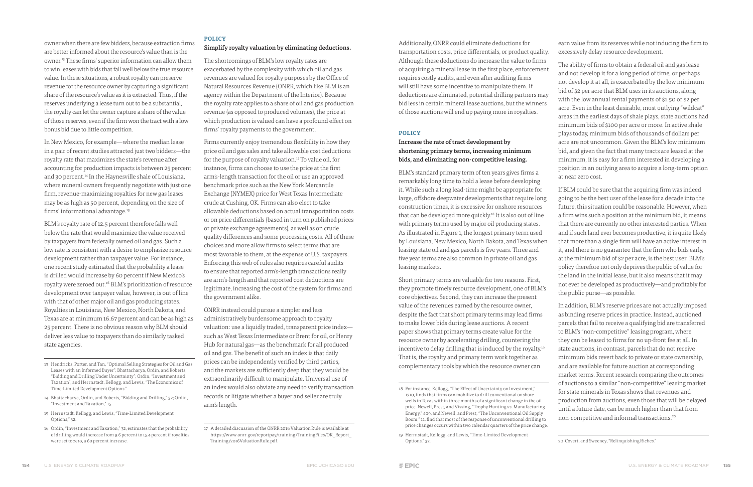owner when there are few bidders, because extraction firms are better informed about the resource's value than is the owner.[13] These firms' superior information can allow them to win leases with bids that fall well below the true resource value. In these situations, a robust royalty can preserve revenue for the resource owner by capturing a significant share of the resource's value as it is extracted. Thus, if the reserves underlying a lease turn out to be a substantial, the royalty can let the owner capture a share of the value of those reserves, even if the firm won the tract with a low bonus bid due to little competition.

In New Mexico, for example—where the median lease in a pair of recent studies attracted just two bidders—the royalty rate that maximizes the state's revenue after accounting for production impacts is between 25 percent and 30 percent.[14] In the Haynesville shale of Louisiana, where mineral owners frequently negotiate with just one firm, revenue-maximizing royalties for new gas leases may be as high as 50 percent, depending on the size of firms' informational advantage.[15]

BLM's royalty rate of 12.5 percent therefore falls well below the rate that would maximize the value received by taxpayers from federally owned oil and gas. Such a low rate is consistent with a desire to emphasize resource development rather than taxpayer value. For instance, one recent study estimated that the probability a lease is drilled would increase by 60 percent if New Mexico's royalty were zeroed out.[16] BLM's prioritization of resource development over taxpayer value, however, is out of line with that of other major oil and gas producing states. Royalties in Louisiana, New Mexico, North Dakota, and Texas are at minimum 16.67 percent and can be as high as 25 percent. There is no obvious reason why BLM should deliver less value to taxpayers than do similarly tasked state agencies.

13 Hendricks, Porter, and Tan, "Optimal Selling Strategies for Oil and Gas Leases with an Informed Buyer"; Bhattacharya, Ordin, and Roberts, "Bidding and Drilling Under Uncertainty"; Ordin, "Investment and Taxation"; and Herrnstadt, Kellogg, and Lewis, "The Economics of Time-Limited Development Options."

14 Bhattacharya, Ordin, and Roberts, "Bidding and Drilling," 32; Ordin, "Investment and Taxation," 15.

15 Herrnstadt, Kellogg, and Lewis, "Time-Limited Development Options," 32.

16 Ordin, "Investment and Taxation," 32, estimates that the probability of drilling would increase from 9.6 percent to 15.4 percent if royalties were set to zero, a 60 percent increase.

**POLICY**

### Simplify royalty valuation by eliminating deductions.

The shortcomings of BLM's low royalty rates are exacerbated by the complexity with which oil and gas revenues are valued for royalty purposes by the Office of Natural Resources Revenue (ONRR, which like BLM is an agency within the Department of the Interior). Because the royalty rate applies to a share of oil and gas production revenue (as opposed to produced volumes), the price at which production is valued can have a profound effect on firms' royalty payments to the government.

Firms currently enjoy tremendous flexibility in how they price oil and gas sales and take allowable cost deductions for the purpose of royalty valuation.[17] To value oil, for instance, firms can choose to use the price at the first arm's-length transaction for the oil or use an approved benchmark price such as the New York Mercantile Exchange (NYMEX) price for West Texas Intermediate crude at Cushing, OK. Firms can also elect to take allowable deductions based on actual transportation costs or on price differentials (based in turn on published prices or private exchange agreements), as well as on crude quality differences and some processing costs. All of these choices and more allow firms to select terms that are most favorable to them, at the expense of U.S. taxpayers. Enforcing this web of rules also requires careful audits to ensure that reported arm's-length transactions really are arm's-length and that reported cost deductions are legitimate, increasing the cost of the system for firms and the government alike.

ONRR instead could pursue a simpler and less administratively burdensome approach to royalty valuation: use a liquidly traded, transparent price index—such as West Texas Intermediate or Brent for oil, or Henry Hub for natural gas—as the benchmark for all produced oil and gas. The benefit of such an index is that daily prices can be independently verified by third parties, and the markets are sufficiently deep that they would be extraordinarily difficult to manipulate. Universal use of an index would also obviate any need to verify transaction records or litigate whether a buyer and seller are truly arm's length.

17 A detailed discussion of the ONRR 2016 Valuation Rule is available at https://www.onrr.gov/reportpay/training/TrainingFiles/OK_Report_Training/2016ValuationRule.pdf.

Additionally, ONRR could eliminate deductions for transportation costs, price differentials, or product quality. Although these deductions do increase the value to firms of acquiring a mineral lease in the first place, enforcement requires costly audits, and even after auditing firms will still have some incentive to manipulate them. If deductions are eliminated, potential drilling partners may bid less in certain mineral lease auctions, but the winners of those auctions will end up paying more in royalties.

**POLICY**

### Increase the rate of tract development by shortening primary terms, increasing minimum bids, and eliminating non-competitive leasing.

BLM's standard primary term of ten years gives firms a remarkably long time to hold a lease before developing it. While such a long lead-time might be appropriate for large, offshore deepwater developments that require long construction times, it is excessive for onshore resources that can be developed more quickly.[18] It is also out of line with primary terms used by major oil producing states. As illustrated in Figure 1, the longest primary term used by Louisiana, New Mexico, North Dakota, and Texas when leasing state oil and gas parcels is five years. Three and five year terms are also common in private oil and gas leasing markets.

Short primary terms are valuable for two reasons. First, they promote timely resource development, one of BLM's core objectives. Second, they can increase the present value of the revenues earned by the resource owner, despite the fact that short primary terms may lead firms to make lower bids during lease auctions. A recent paper shows that primary terms create value for the resource owner by accelerating drilling, countering the incentive to delay drilling that is induced by the royalty.[19] That is, the royalty and primary term work together as complementary tools by which the resource owner can earn value from its reserves while not inducing the firm to excessively delay resource development.

The ability of firms to obtain a federal oil and gas lease and not develop it for a long period of time, or perhaps not develop it at all, is exacerbated by the low minimum bid of $2 per acre that BLM uses in its auctions, along with the low annual rental payments of $1.50 or $2 per acre. Even in the least desirable, most outlying "wildcat" areas in the earliest days of shale plays, state auctions had minimum bids of $100 per acre or more. In active shale plays today, minimum bids of thousands of dollars per acre are not uncommon. Given the BLM's low minimum bid, and given the fact that many tracts are leased at the minimum, it is easy for a firm interested in developing a position in an outlying area to acquire a long-term option at near zero cost.

If BLM could be sure that the acquiring firm was indeed going to be the best user of the lease for a decade into the future, this situation could be reasonable. However, when a firm wins such a position at the minimum bid, it means that there are currently no other interested parties. When and if such land ever becomes productive, it is quite likely that more than a single firm will have an active interest in it, and there is no guarantee that the firm who bids early, at the minimum bid of $2 per acre, is the best user. BLM's policy therefore not only deprives the public of value for the land in the initial lease, but it also means that it may not ever be developed as productively—and profitably for the public purse—as possible.

In addition, BLM's reserve prices are not actually imposed as binding reserve prices in practice. Instead, auctioned parcels that fail to receive a qualifying bid are transferred to BLM's "non-competitive" leasing program, where they can be leased to firms for no up-front fee at all. In state auctions, in contrast, parcels that do not receive minimum bids revert back to private or state ownership, and are available for future auction at corresponding market terms. Recent research comparing the outcomes of auctions to a similar "non-competitive" leasing market for state minerals in Texas shows that revenues and production from auctions, even those that will be delayed until a future date, can be much higher than that from non-competitive and informal transactions.[20]

18 For instance, Kellogg, "The Effect of Uncertainty on Investment," 1710, finds that firms can mobilize to drill conventional onshore wells in Texas within three months of a significant change in the oil price. Newell, Prest, and Vissing, "Trophy Hunting vs. Manufacturing Energy," 409, and Newell and Prest, "The Unconventional Oil Supply Boom," 11, find that most of the response of unconventional drilling to price changes occurs within two calendar quarters of the price change.

19 Herrnstadt, Kellogg, and Lewis, "Time-Limited Development Options," 32.

20 Covert, and Sweeney, "Relinquishing Riches."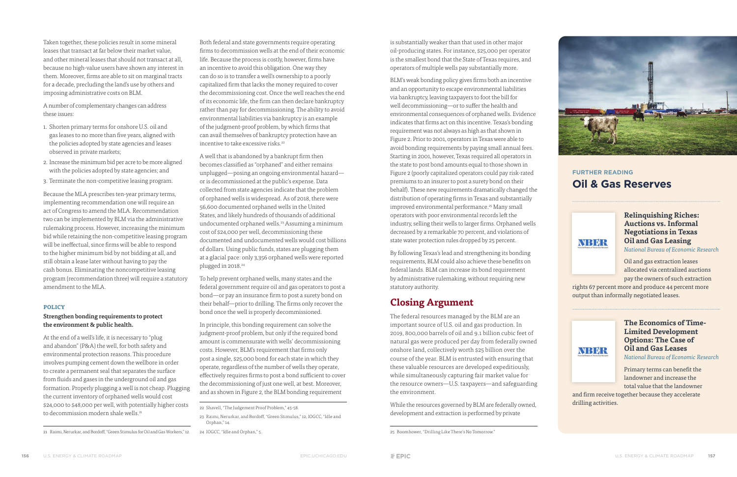Taken together, these policies result in some mineral leases that transact at far below their market value, and other mineral leases that should not transact at all, because no high-value users have shown any interest in them. Moreover, firms are able to sit on marginal tracts for a decade, precluding the land's use by others and imposing administrative costs on BLM.

A number of complementary changes can address these issues:

1. Shorten primary terms for onshore U.S. oil and gas leases to no more than five years, aligned with the policies adopted by state agencies and leases observed in private markets;
2. Increase the minimum bid per acre to be more aligned with the policies adopted by state agencies; and
3. Terminate the non-competitive leasing program.

Because the MLA prescribes ten-year primary terms, implementing recommendation one will require an act of Congress to amend the MLA. Recommendation two can be implemented by BLM via the administrative rulemaking process. However, increasing the minimum bid while retaining the non-competitive leasing program will be ineffectual, since firms will be able to respond to the higher minimum bid by not bidding at all, and still obtain a lease later without having to pay the cash bonus. Eliminating the noncompetitive leasing program (recommendation three) will require a statutory amendment to the MLA.

**POLICY**

**Strengthen bonding requirements to protect the environment & public health.**

At the end of a well's life, it is necessary to "plug and abandon" (P&A) the well, for both safety and environmental protection reasons. This procedure involves pumping cement down the wellbore in order to create a permanent seal that separates the surface from fluids and gases in the underground oil and gas formation. Properly plugging a well is not cheap. Plugging the current inventory of orphaned wells would cost $24,000 to $48,000 per well, with potentially higher costs to decommission modern shale wells.[21]

Both federal and state governments require operating firms to decommission wells at the end of their economic life. Because the process is costly, however, firms have an incentive to avoid this obligation. One way they can do so is to transfer a well's ownership to a poorly capitalized firm that lacks the money required to cover the decommissioning cost. Once the well reaches the end of its economic life, the firm can then declare bankruptcy rather than pay for decommissioning. The ability to avoid environmental liabilities via bankruptcy is an example of the judgment-proof problem, by which firms that can avail themselves of bankruptcy protection have an incentive to take excessive risks.[22]

A well that is abandoned by a bankrupt firm then becomes classified as "orphaned" and either remains unplugged—posing an ongoing environmental hazard—or is decommissioned at the public's expense. Data collected from state agencies indicate that the problem of orphaned wells is widespread. As of 2018, there were 56,600 documented orphaned wells in the United States, and likely hundreds of thousands of additional undocumented orphaned wells.[23] Assuming a minimum cost of $24,000 per well, decommissioning these documented and undocumented wells would cost billions of dollars. Using public funds, states are plugging them at a glacial pace: only 3,356 orphaned wells were reported plugged in 2018.[24]

To help prevent orphaned wells, many states and the federal government require oil and gas operators to post a bond—or pay an insurance firm to post a surety bond on their behalf—prior to drilling. The firms only recover the bond once the well is properly decommissioned.

In principle, this bonding requirement can solve the judgment-proof problem, but only if the required bond amount is commensurate with wells' decommissioning costs. However, BLM's requirement that firms only post a single, $25,000 bond for each state in which they operate, regardless of the number of wells they operate, effectively requires firms to post a bond sufficient to cover the decommissioning of just one well, at best. Moreover, and as shown in Figure 2, the BLM bonding requirement is substantially weaker than that used in other major oil-producing states. For instance, $25,000 per operator is the smallest bond that the State of Texas requires, and operators of multiple wells pay substantially more.

BLM's weak bonding policy gives firms both an incentive and an opportunity to escape environmental liabilities via bankruptcy, leaving taxpayers to foot the bill for well decommissioning—or to suffer the health and environmental consequences of orphaned wells. Evidence indicates that firms act on this incentive. Texas's bonding requirement was not always as high as that shown in Figure 2. Prior to 2001, operators in Texas were able to avoid bonding requirements by paying small annual fees. Starting in 2001, however, Texas required all operators in the state to post bond amounts equal to those shown in Figure 2 (poorly capitalized operators could pay risk-rated premiums to an insurer to post a surety bond on their behalf). These new requirements dramatically changed the distribution of operating firms in Texas and substantially improved environmental performance.[25] Many small operators with poor environmental records left the industry, selling their wells to larger firms. Orphaned wells decreased by a remarkable 70 percent, and violations of state water protection rules dropped by 25 percent.

By following Texas's lead and strengthening its bonding requirements, BLM could also achieve these benefits on federal lands. BLM can increase its bond requirement by administrative rulemaking, without requiring new statutory authority.

## Closing Argument

The federal resources managed by the BLM are an important source of U.S. oil and gas production. In 2019, 800,000 barrels of oil and 9.1 billion cubic feet of natural gas were produced per day from federally owned onshore land, collectively worth $25 billion over the course of the year. BLM is entrusted with ensuring that these valuable resources are developed expeditiously, while simultaneously capturing fair market value for the resource owners—U.S. taxpayers—and safeguarding the environment.

While the resources governed by BLM are federally owned, development and extraction is performed by private

---

21 Raimi, Nerurkar, and Bordoff, "Green Stimulus for Oil and Gas Workers," 12.

22 Shavell, "The Judgement Proof Problem," 45-58.

23 Raimi, Nerurkar, and Bordoff, "Green Stimulus," 12; IOGCC, "Idle and Orphan," 14.

24 IOGCC, "Idle and Orphan," 5.

25 Boomhower, "Drilling Like There's No Tomorrow."

---

**FURTHER READING**

### Oil & Gas Reserves

**Relinquishing Riches: Auctions vs. Informal Negotiations in Texas Oil and Gas Leasing**
*National Bureau of Economic Research*

Oil and gas extraction leases allocated via centralized auctions pay the owners of such extraction rights 67 percent more and produce 44 percent more output than informally negotiated leases.

**The Economics of Time-Limited Development Options: The Case of Oil and Gas Leases**
*National Bureau of Economic Research*

Primary terms can benefit the landowner and increase the total value that the landowner and firm receive together because they accelerate drilling activities.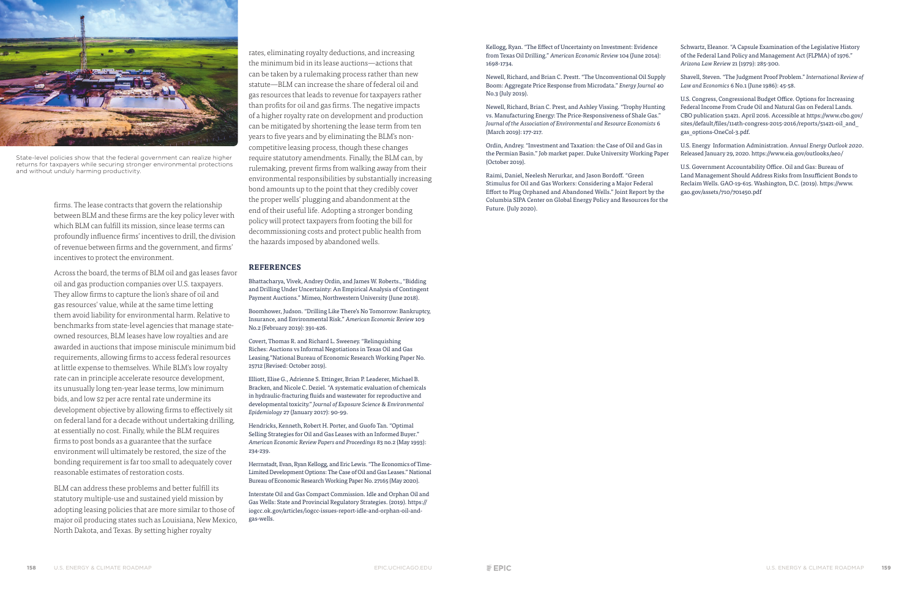State-level policies show that the federal government can realize higher returns for taxpayers while securing stronger environmental protections and without unduly harming productivity.

firms. The lease contracts that govern the relationship between BLM and these firms are the key policy lever with which BLM can fulfill its mission, since lease terms can profoundly influence firms' incentives to drill, the division of revenue between firms and the government, and firms' incentives to protect the environment.

Across the board, the terms of BLM oil and gas leases favor oil and gas production companies over U.S. taxpayers. They allow firms to capture the lion's share of oil and gas resources' value, while at the same time letting them avoid liability for environmental harm. Relative to benchmarks from state-level agencies that manage state-owned resources, BLM leases have low royalties and are awarded in auctions that impose miniscule minimum bid requirements, allowing firms to access federal resources at little expense to themselves. While BLM's low royalty rate can in principle accelerate resource development, its unusually long ten-year lease terms, low minimum bids, and low $2 per acre rental rate undermine its development objective by allowing firms to effectively sit on federal land for a decade without undertaking drilling, at essentially no cost. Finally, while the BLM requires firms to post bonds as a guarantee that the surface environment will ultimately be restored, the size of the bonding requirement is far too small to adequately cover reasonable estimates of restoration costs.

BLM can address these problems and better fulfill its statutory multiple-use and sustained yield mission by adopting leasing policies that are more similar to those of major oil producing states such as Louisiana, New Mexico, North Dakota, and Texas. By setting higher royalty rates, eliminating royalty deductions, and increasing the minimum bid in its lease auctions—actions that can be taken by a rulemaking process rather than new statute—BLM can increase the share of federal oil and gas resources that leads to revenue for taxpayers rather than profits for oil and gas firms. The negative impacts of a higher royalty rate on development and production can be mitigated by shortening the lease term from ten years to five years and by eliminating the BLM's non-competitive leasing process, though these changes require statutory amendments. Finally, the BLM can, by rulemaking, prevent firms from walking away from their environmental responsibilities by substantially increasing bond amounts up to the point that they credibly cover the proper wells' plugging and abandonment at the end of their useful life. Adopting a stronger bonding policy will protect taxpayers from footing the bill for decommissioning costs and protect public health from the hazards imposed by abandoned wells.

## REFERENCES

Bhattacharya, Vivek, Andrey Ordin, and James W. Roberts., "Bidding and Drilling Under Uncertainty: An Empirical Analysis of Contingent Payment Auctions." Mimeo, Northwestern University (June 2018).

Boomhower, Judson. "Drilling Like There's No Tomorrow: Bankruptcy, Insurance, and Environmental Risk." *American Economic Review* 109 No.2 (February 2019): 391-426.

Covert, Thomas R. and Richard L. Sweeney. "Relinquishing Riches: Auctions vs Informal Negotiations in Texas Oil and Gas Leasing."National Bureau of Economic Research Working Paper No. 25712 (Revised: October 2019).

Elliott, Elise G., Adrienne S. Ettinger, Brian P. Leaderer, Michael B. Bracken, and Nicole C. Deziel. "A systematic evaluation of chemicals in hydraulic-fracturing fluids and wastewater for reproductive and developmental toxicity." *Journal of Exposure Science & Environmental Epidemiology* 27 (January 2017): 90-99.

Hendricks, Kenneth, Robert H. Porter, and Guofo Tan. "Optimal Selling Strategies for Oil and Gas Leases with an Informed Buyer." *American Economic Review Papers and Proceedings* 83 no.2 (May 1993): 234-239.

Herrnstadt, Evan, Ryan Kellogg, and Eric Lewis. "The Economics of Time-Limited Development Options: The Case of Oil and Gas Leases." National Bureau of Economic Research Working Paper No. 27165 (May 2020).

Interstate Oil and Gas Compact Commission. Idle and Orphan Oil and Gas Wells: State and Provincial Regulatory Strategies. (2019). https://iogcc.ok.gov/articles/iogcc-issues-report-idle-and-orphan-oil-and-gas-wells.

Kellogg, Ryan. "The Effect of Uncertainty on Investment: Evidence from Texas Oil Drilling." *American Economic Review* 104 (June 2014): 1698-1734.

Newell, Richard, and Brian C. Prestt. "The Unconventional Oil Supply Boom: Aggregate Price Response from Microdata." *Energy Journal* 40 No.3 (July 2019).

Newell, Richard, Brian C. Prest, and Ashley Vissing. "Trophy Hunting vs. Manufacturing Energy: The Price-Responsiveness of Shale Gas." *Journal of the Association of Environmental and Resource Economists* 6 (March 2019): 177-217.

Ordin, Andrey. "Investment and Taxation: the Case of Oil and Gas in the Permian Basin." Job market paper. Duke University Working Paper (October 2019).

Raimi, Daniel, Neelesh Nerurkar, and Jason Bordoff. "Green Stimulus for Oil and Gas Workers: Considering a Major Federal Effort to Plug Orphaned and Abandoned Wells." Joint Report by the Columbia SIPA Center on Global Energy Policy and Resources for the Future. (July 2020).

Schwartz, Eleanor. "A Capsule Examination of the Legislative History of the Federal Land Policy and Management Act (FLPMA) of 1976." *Arizona Law Review* 21 (1979): 285-300.

Shavell, Steven. "The Judgment Proof Problem." *International Review of Law and Economics* 6 No.1 (June 1986): 45-58.

U.S. Congress, Congressional Budget Office. Options for Increasing Federal Income From Crude Oil and Natural Gas on Federal Lands. CBO publication 51421. April 2016. Accessible at https://www.cbo.gov/sites/default/files/114th-congress-2015-2016/reports/51421-oil_and_gas_options-OneCol-3.pdf.

U.S. Energy Information Administration. *Annual Energy Outlook 2020*. Released January 29, 2020. https://www.eia.gov/outlooks/aeo/

U.S. Government Accountability Office. Oil and Gas: Bureau of Land Management Should Address Risks from Insufficient Bonds to Reclaim Wells. GAO-19-615. Washington, D.C. (2019). https://www.gao.gov/assets/710/701450.pdf